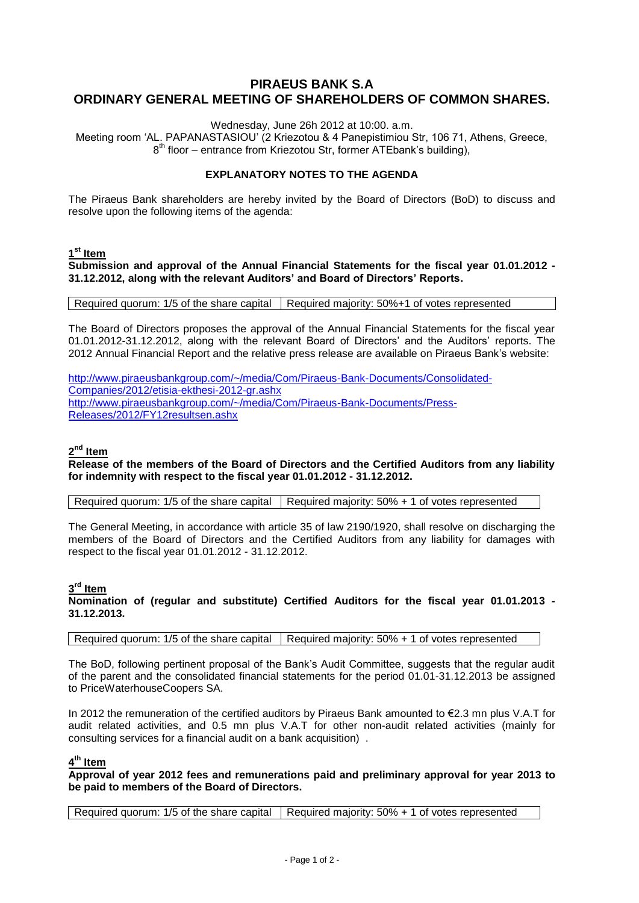# PIRAEUS BANK S.A
# ORDINARY GENERAL MEETING OF SHAREHOLDERS OF COMMON SHARES.

Wednesday, June 26h 2012 at 10:00. a.m.
Meeting room 'AL. PAPANASTASIOU' (2 Kriezotou & 4 Panepistimiou Str, 106 71, Athens, Greece, 8th floor – entrance from Kriezotou Str, former ATEbank's building),

**EXPLANATORY NOTES TO THE AGENDA**

The Piraeus Bank shareholders are hereby invited by the Board of Directors (BoD) to discuss and resolve upon the following items of the agenda:

## 1st Item

**Submission and approval of the Annual Financial Statements for the fiscal year 01.01.2012 - 31.12.2012, along with the relevant Auditors' and Board of Directors' Reports.**

| Required quorum: 1/5 of the share capital | Required majority: 50%+1 of votes represented |
|---|---|

The Board of Directors proposes the approval of the Annual Financial Statements for the fiscal year 01.01.2012-31.12.2012, along with the relevant Board of Directors' and the Auditors' reports. The 2012 Annual Financial Report and the relative press release are available on Piraeus Bank's website:

http://www.piraeusbankgroup.com/~/media/Com/Piraeus-Bank-Documents/Consolidated-Companies/2012/etisia-ekthesi-2012-gr.ashx
http://www.piraeusbankgroup.com/~/media/Com/Piraeus-Bank-Documents/Press-Releases/2012/FY12resultsen.ashx

## 2nd Item

**Release of the members of the Board of Directors and the Certified Auditors from any liability for indemnity with respect to the fiscal year 01.01.2012 - 31.12.2012.**

| Required quorum: 1/5 of the share capital | Required majority: 50% + 1 of votes represented |
|---|---|

The General Meeting, in accordance with article 35 of law 2190/1920, shall resolve on discharging the members of the Board of Directors and the Certified Auditors from any liability for damages with respect to the fiscal year 01.01.2012 - 31.12.2012.

## 3rd Item

**Nomination of (regular and substitute) Certified Auditors for the fiscal year 01.01.2013 - 31.12.2013.**

| Required quorum: 1/5 of the share capital | Required majority: 50% + 1 of votes represented |
|---|---|

The BoD, following pertinent proposal of the Bank's Audit Committee, suggests that the regular audit of the parent and the consolidated financial statements for the period 01.01-31.12.2013 be assigned to PriceWaterhouseCoopers SA.

In 2012 the remuneration of the certified auditors by Piraeus Bank amounted to €2.3 mn plus V.A.T for audit related activities, and 0.5 mn plus V.A.T for other non-audit related activities (mainly for consulting services for a financial audit on a bank acquisition) .

## 4th Item

**Approval of year 2012 fees and remunerations paid and preliminary approval for year 2013 to be paid to members of the Board of Directors.**

| Required quorum: 1/5 of the share capital | Required majority: 50% + 1 of votes represented |
|---|---|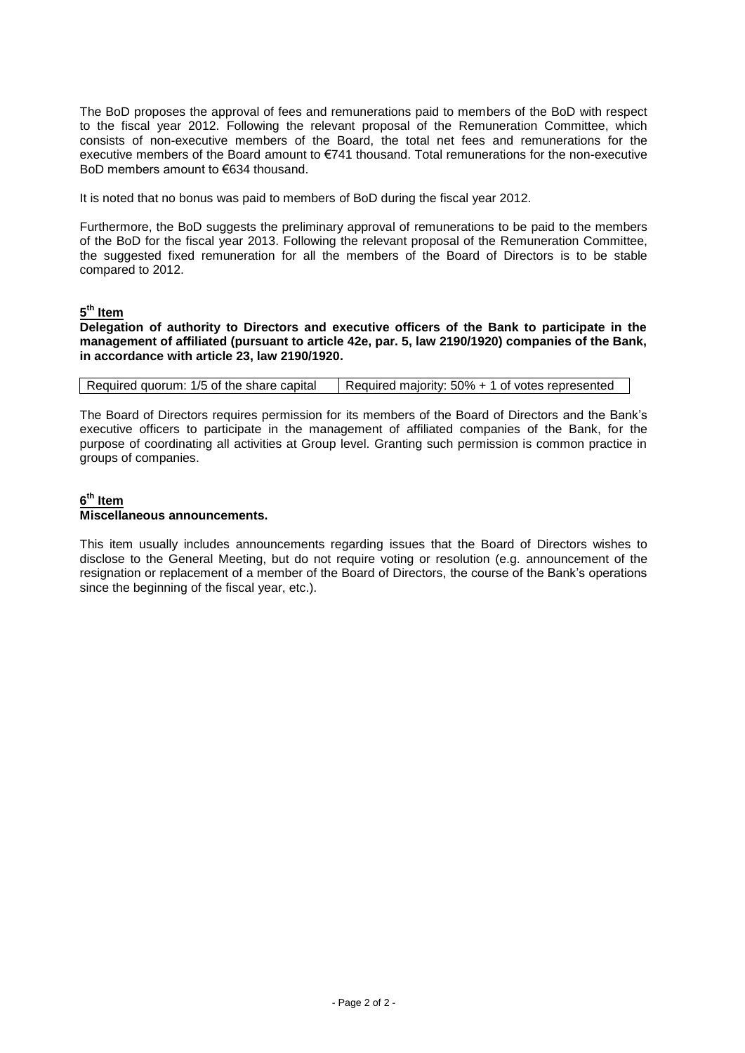The BoD proposes the approval of fees and remunerations paid to members of the BoD with respect to the fiscal year 2012. Following the relevant proposal of the Remuneration Committee, which consists of non-executive members of the Board, the total net fees and remunerations for the executive members of the Board amount to €741 thousand. Total remunerations for the non-executive BoD members amount to €634 thousand.

It is noted that no bonus was paid to members of BoD during the fiscal year 2012.

Furthermore, the BoD suggests the preliminary approval of remunerations to be paid to the members of the BoD for the fiscal year 2013. Following the relevant proposal of the Remuneration Committee, the suggested fixed remuneration for all the members of the Board of Directors is to be stable compared to 2012.

## 5th Item

**Delegation of authority to Directors and executive officers of the Bank to participate in the management of affiliated (pursuant to article 42e, par. 5, law 2190/1920) companies of the Bank, in accordance with article 23, law 2190/1920.**

| | |
|---|---|
| Required quorum: 1/5 of the share capital | Required majority: 50% + 1 of votes represented |

The Board of Directors requires permission for its members of the Board of Directors and the Bank's executive officers to participate in the management of affiliated companies of the Bank, for the purpose of coordinating all activities at Group level. Granting such permission is common practice in groups of companies.

## 6th Item

**Miscellaneous announcements.**

This item usually includes announcements regarding issues that the Board of Directors wishes to disclose to the General Meeting, but do not require voting or resolution (e.g. announcement of the resignation or replacement of a member of the Board of Directors, the course of the Bank's operations since the beginning of the fiscal year, etc.).